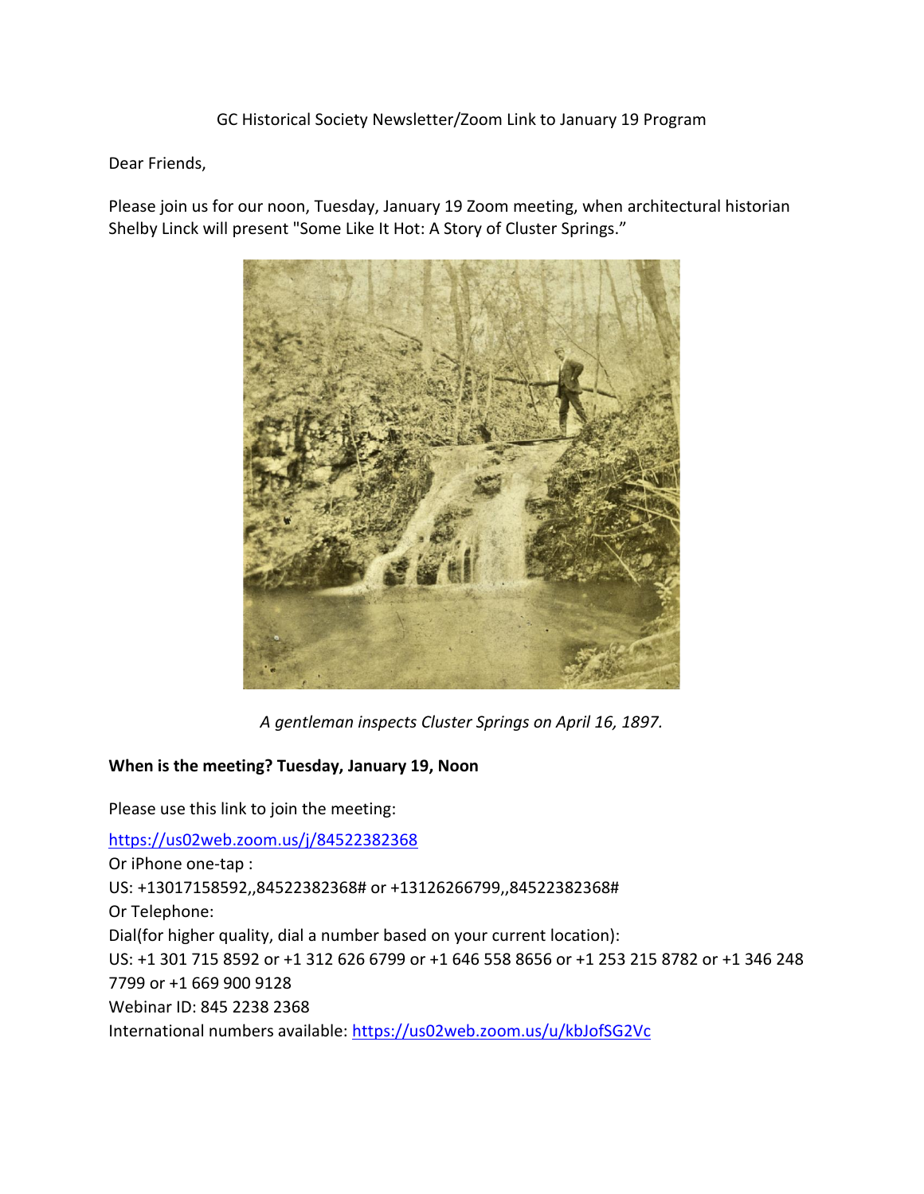GC Historical Society Newsletter/Zoom Link to January 19 Program

Dear Friends,

Please join us for our noon, Tuesday, January 19 Zoom meeting, when architectural historian Shelby Linck will present "Some Like It Hot: A Story of Cluster Springs."

*A gentleman inspects Cluster Springs on April 16, 1897.*

**When is the meeting? Tuesday, January 19, Noon**

Please use this link to join the meeting:

https://us02web.zoom.us/j/84522382368
Or iPhone one-tap :
US: +13017158592,,84522382368# or +13126266799,,84522382368#
Or Telephone:
Dial(for higher quality, dial a number based on your current location):
US: +1 301 715 8592 or +1 312 626 6799 or +1 646 558 8656 or +1 253 215 8782 or +1 346 248 7799 or +1 669 900 9128
Webinar ID: 845 2238 2368
International numbers available: https://us02web.zoom.us/u/kbJofSG2Vc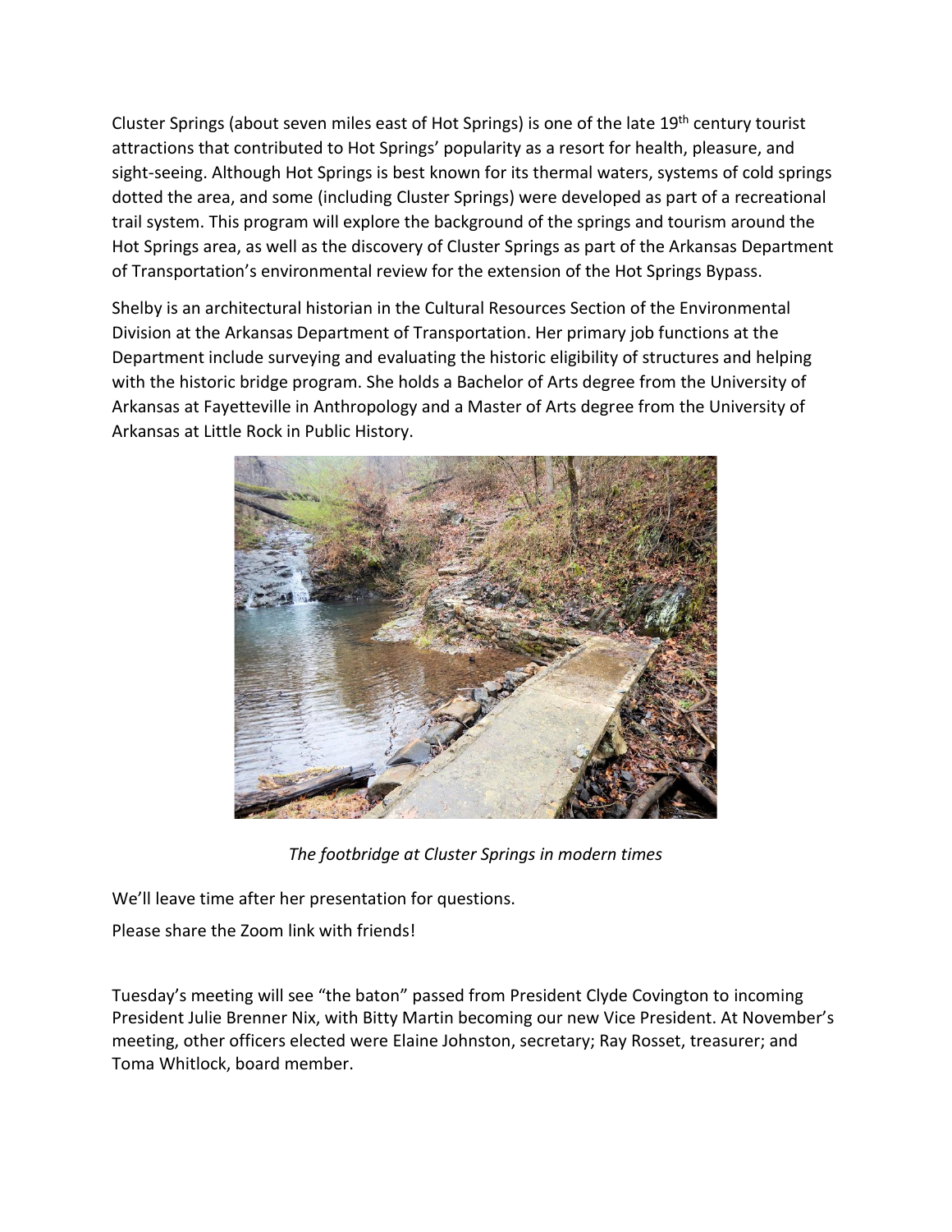Cluster Springs (about seven miles east of Hot Springs) is one of the late 19th century tourist attractions that contributed to Hot Springs' popularity as a resort for health, pleasure, and sight-seeing. Although Hot Springs is best known for its thermal waters, systems of cold springs dotted the area, and some (including Cluster Springs) were developed as part of a recreational trail system. This program will explore the background of the springs and tourism around the Hot Springs area, as well as the discovery of Cluster Springs as part of the Arkansas Department of Transportation's environmental review for the extension of the Hot Springs Bypass.

Shelby is an architectural historian in the Cultural Resources Section of the Environmental Division at the Arkansas Department of Transportation. Her primary job functions at the Department include surveying and evaluating the historic eligibility of structures and helping with the historic bridge program. She holds a Bachelor of Arts degree from the University of Arkansas at Fayetteville in Anthropology and a Master of Arts degree from the University of Arkansas at Little Rock in Public History.

*The footbridge at Cluster Springs in modern times*

We'll leave time after her presentation for questions.

Please share the Zoom link with friends!

Tuesday's meeting will see "the baton" passed from President Clyde Covington to incoming President Julie Brenner Nix, with Bitty Martin becoming our new Vice President. At November's meeting, other officers elected were Elaine Johnston, secretary; Ray Rosset, treasurer; and Toma Whitlock, board member.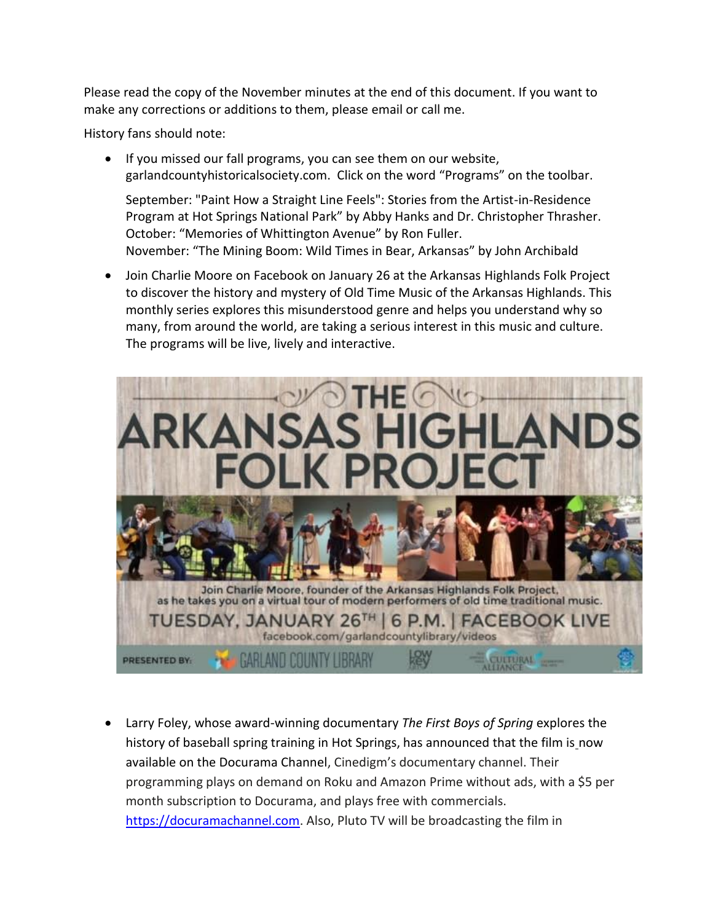Please read the copy of the November minutes at the end of this document. If you want to make any corrections or additions to them, please email or call me.

History fans should note:

- If you missed our fall programs, you can see them on our website, garlandcountyhistoricalsociety.com. Click on the word "Programs" on the toolbar.

  September: "Paint How a Straight Line Feels": Stories from the Artist-in-Residence Program at Hot Springs National Park" by Abby Hanks and Dr. Christopher Thrasher.
  October: "Memories of Whittington Avenue" by Ron Fuller.
  November: "The Mining Boom: Wild Times in Bear, Arkansas" by John Archibald

- Join Charlie Moore on Facebook on January 26 at the Arkansas Highlands Folk Project to discover the history and mystery of Old Time Music of the Arkansas Highlands. This monthly series explores this misunderstood genre and helps you understand why so many, from around the world, are taking a serious interest in this music and culture. The programs will be live, lively and interactive.

THE ARKANSAS HIGHLANDS FOLK PROJECT

Join Charlie Moore, founder of the Arkansas Highlands Folk Project, as he takes you on a virtual tour of modern performers of old time traditional music.

TUESDAY, JANUARY 26TH | 6 P.M. | FACEBOOK LIVE

facebook.com/garlandcountylibrary/videos

PRESENTED BY: GARLAND COUNTY LIBRARY, LOW KEY, CULTURAL ALLIANCE

- Larry Foley, whose award-winning documentary *The First Boys of Spring* explores the history of baseball spring training in Hot Springs, has announced that the film is now available on the Docurama Channel, Cinedigm's documentary channel. Their programming plays on demand on Roku and Amazon Prime without ads, with a $5 per month subscription to Docurama, and plays free with commercials. [https://docuramachannel.com](https://docuramachannel.com). Also, Pluto TV will be broadcasting the film in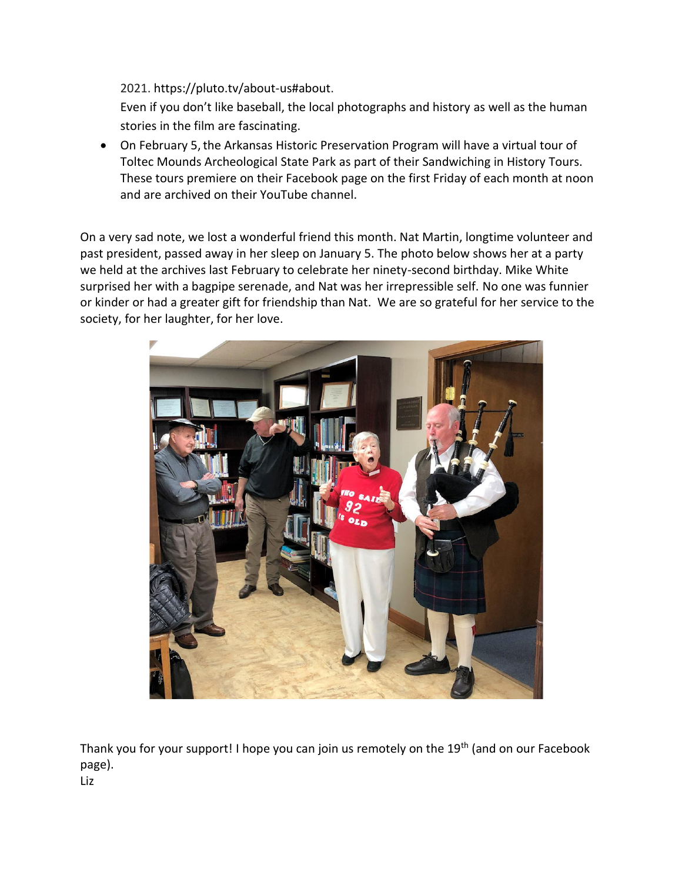2021. https://pluto.tv/about-us#about.
Even if you don't like baseball, the local photographs and history as well as the human stories in the film are fascinating.

- On February 5, the Arkansas Historic Preservation Program will have a virtual tour of Toltec Mounds Archeological State Park as part of their Sandwiching in History Tours. These tours premiere on their Facebook page on the first Friday of each month at noon and are archived on their YouTube channel.

On a very sad note, we lost a wonderful friend this month. Nat Martin, longtime volunteer and past president, passed away in her sleep on January 5. The photo below shows her at a party we held at the archives last February to celebrate her ninety-second birthday. Mike White surprised her with a bagpipe serenade, and Nat was her irrepressible self. No one was funnier or kinder or had a greater gift for friendship than Nat. We are so grateful for her service to the society, for her laughter, for her love.

Thank you for your support! I hope you can join us remotely on the 19th (and on our Facebook page).
Liz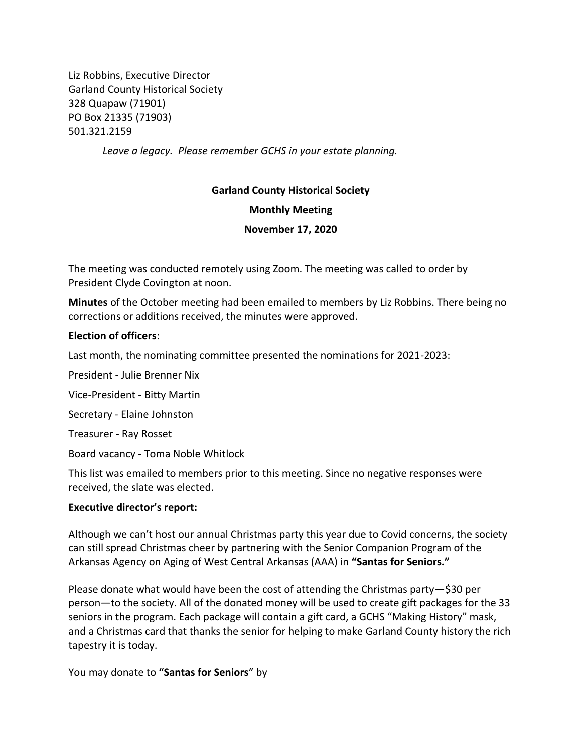Liz Robbins, Executive Director
Garland County Historical Society
328 Quapaw (71901)
PO Box 21335 (71903)
501.321.2159

*Leave a legacy. Please remember GCHS in your estate planning.*

**Garland County Historical Society**

**Monthly Meeting**

**November 17, 2020**

The meeting was conducted remotely using Zoom. The meeting was called to order by President Clyde Covington at noon.

**Minutes** of the October meeting had been emailed to members by Liz Robbins. There being no corrections or additions received, the minutes were approved.

**Election of officers**:

Last month, the nominating committee presented the nominations for 2021-2023:

President - Julie Brenner Nix

Vice-President - Bitty Martin

Secretary - Elaine Johnston

Treasurer - Ray Rosset

Board vacancy - Toma Noble Whitlock

This list was emailed to members prior to this meeting. Since no negative responses were received, the slate was elected.

**Executive director's report:**

Although we can't host our annual Christmas party this year due to Covid concerns, the society can still spread Christmas cheer by partnering with the Senior Companion Program of the Arkansas Agency on Aging of West Central Arkansas (AAA) in **"Santas for Seniors."**

Please donate what would have been the cost of attending the Christmas party—$30 per person—to the society. All of the donated money will be used to create gift packages for the 33 seniors in the program. Each package will contain a gift card, a GCHS "Making History" mask, and a Christmas card that thanks the senior for helping to make Garland County history the rich tapestry it is today.

You may donate to **"Santas for Seniors**" by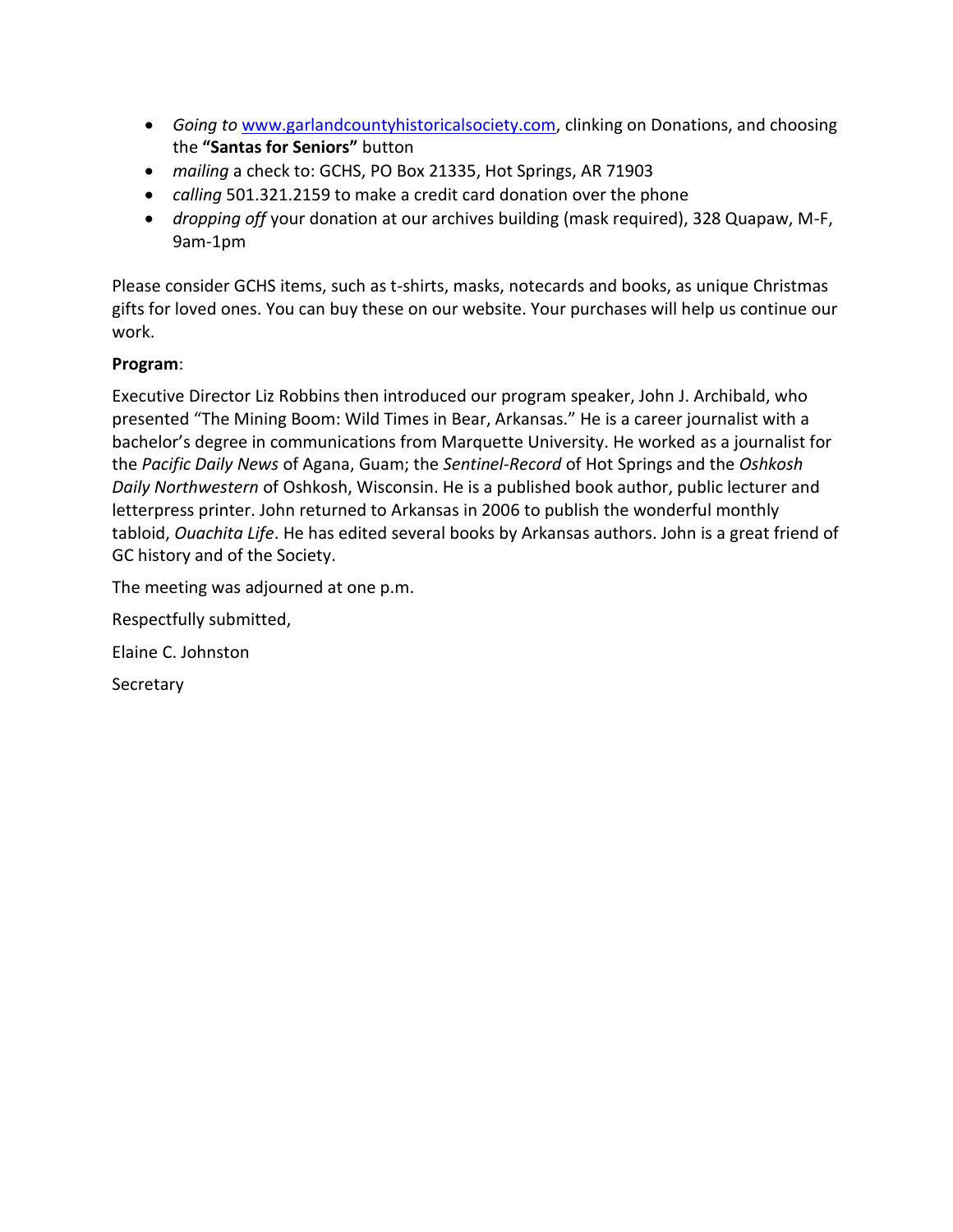- *Going to* [www.garlandcountyhistoricalsociety.com](http://www.garlandcountyhistoricalsociety.com), clinking on Donations, and choosing the **"Santas for Seniors"** button
- *mailing* a check to: GCHS, PO Box 21335, Hot Springs, AR 71903
- *calling* 501.321.2159 to make a credit card donation over the phone
- *dropping off* your donation at our archives building (mask required), 328 Quapaw, M-F, 9am-1pm

Please consider GCHS items, such as t-shirts, masks, notecards and books, as unique Christmas gifts for loved ones. You can buy these on our website. Your purchases will help us continue our work.

**Program**:

Executive Director Liz Robbins then introduced our program speaker, John J. Archibald, who presented "The Mining Boom: Wild Times in Bear, Arkansas." He is a career journalist with a bachelor's degree in communications from Marquette University. He worked as a journalist for the *Pacific Daily News* of Agana, Guam; the *Sentinel-Record* of Hot Springs and the *Oshkosh Daily Northwestern* of Oshkosh, Wisconsin. He is a published book author, public lecturer and letterpress printer. John returned to Arkansas in 2006 to publish the wonderful monthly tabloid, *Ouachita Life*. He has edited several books by Arkansas authors. John is a great friend of GC history and of the Society.

The meeting was adjourned at one p.m.

Respectfully submitted,

Elaine C. Johnston

Secretary